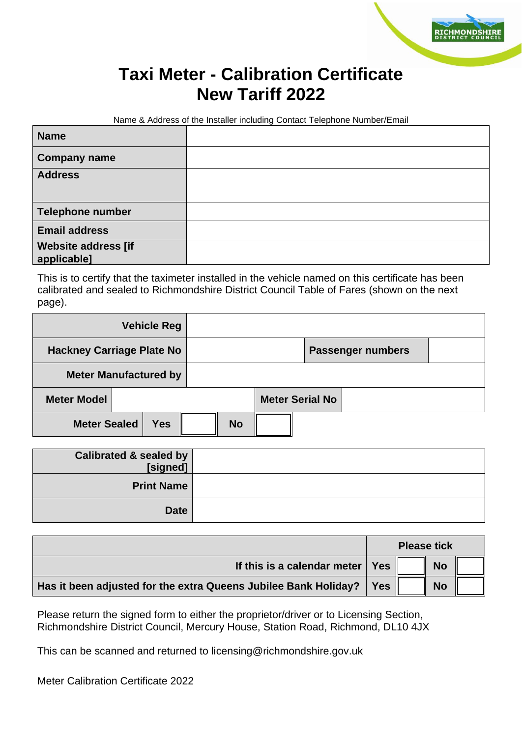# Taxi Meter - Calibration Certificate
# New Tariff 2022

Name & Address of the Installer including Contact Telephone Number/Email

| | |
|---|---|
| **Name** | |
| **Company name** | |
| **Address** | |
| **Telephone number** | |
| **Email address** | |
| **Website address [if applicable]** | |

This is to certify that the taximeter installed in the vehicle named on this certificate has been calibrated and sealed to Richmondshire District Council Table of Fares (shown on the next page).

| | | | |
|---|---|---|---|
| **Vehicle Reg** | | | |
| **Hackney Carriage Plate No** | | **Passenger numbers** | |
| **Meter Manufactured by** | | | |
| **Meter Model** | | **Meter Serial No** | |
| **Meter Sealed** | **Yes** ☐ | **No** ☐ | |

| | |
|---|---|
| **Calibrated & sealed by [signed]** | |
| **Print Name** | |
| **Date** | |

| | Please tick | | | |
|---|---|---|---|---|
| **If this is a calendar meter** | **Yes** | ☐ | **No** | ☐ |
| **Has it been adjusted for the extra Queens Jubilee Bank Holiday?** | **Yes** | ☐ | **No** | ☐ |

Please return the signed form to either the proprietor/driver or to Licensing Section, Richmondshire District Council, Mercury House, Station Road, Richmond, DL10 4JX

This can be scanned and returned to licensing@richmondshire.gov.uk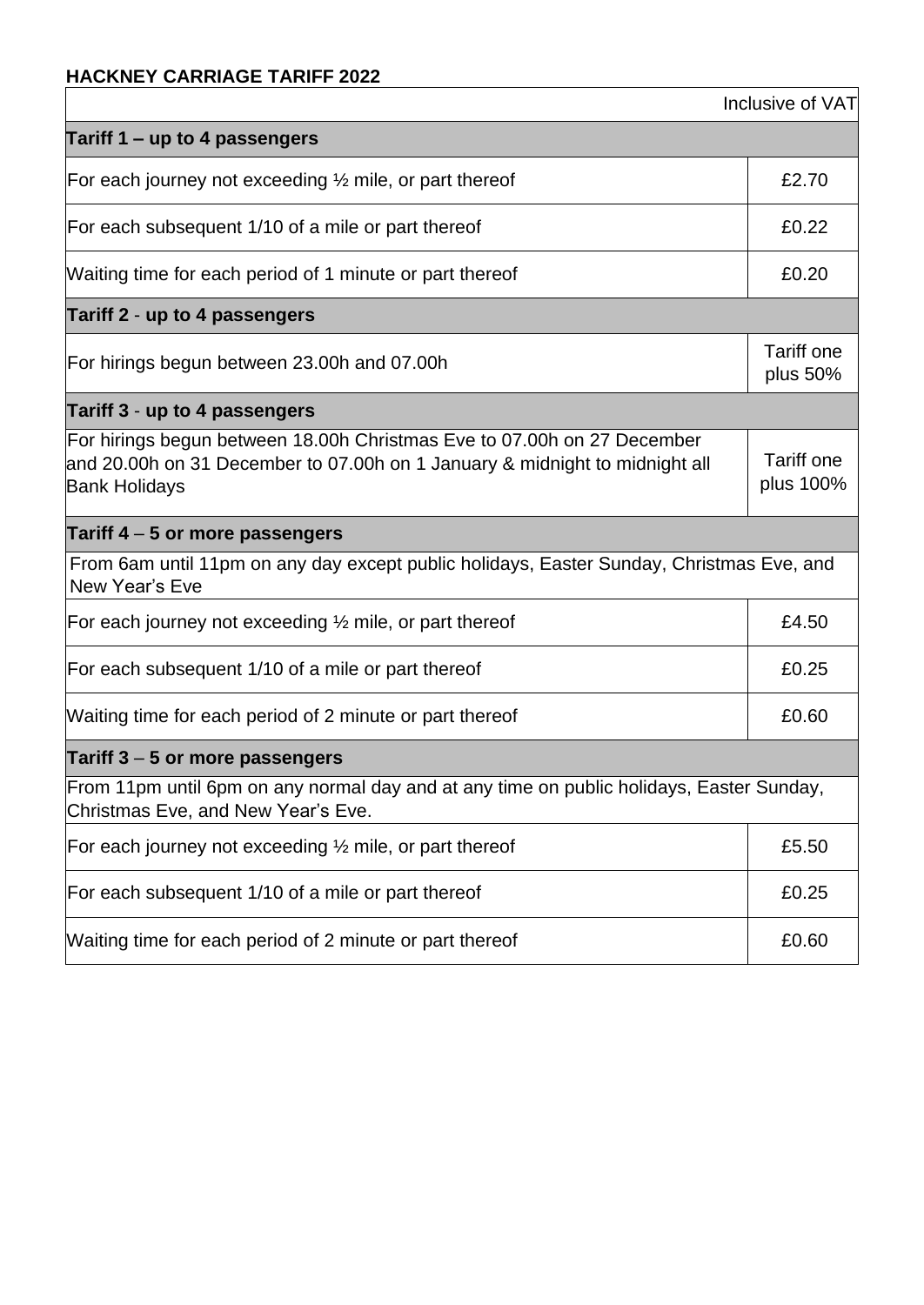**HACKNEY CARRIAGE TARIFF 2022**

| | Inclusive of VAT |
|---|---|
| **Tariff 1 – up to 4 passengers** | |
| For each journey not exceeding ½ mile, or part thereof | £2.70 |
| For each subsequent 1/10 of a mile or part thereof | £0.22 |
| Waiting time for each period of 1 minute or part thereof | £0.20 |
| **Tariff 2 - up to 4 passengers** | |
| For hirings begun between 23.00h and 07.00h | Tariff one plus 50% |
| **Tariff 3 - up to 4 passengers** | |
| For hirings begun between 18.00h Christmas Eve to 07.00h on 27 December and 20.00h on 31 December to 07.00h on 1 January & midnight to midnight all Bank Holidays | Tariff one plus 100% |
| **Tariff 4 – 5 or more passengers** | |
| From 6am until 11pm on any day except public holidays, Easter Sunday, Christmas Eve, and New Year's Eve | |
| For each journey not exceeding ½ mile, or part thereof | £4.50 |
| For each subsequent 1/10 of a mile or part thereof | £0.25 |
| Waiting time for each period of 2 minute or part thereof | £0.60 |
| **Tariff 3 – 5 or more passengers** | |
| From 11pm until 6pm on any normal day and at any time on public holidays, Easter Sunday, Christmas Eve, and New Year's Eve. | |
| For each journey not exceeding ½ mile, or part thereof | £5.50 |
| For each subsequent 1/10 of a mile or part thereof | £0.25 |
| Waiting time for each period of 2 minute or part thereof | £0.60 |